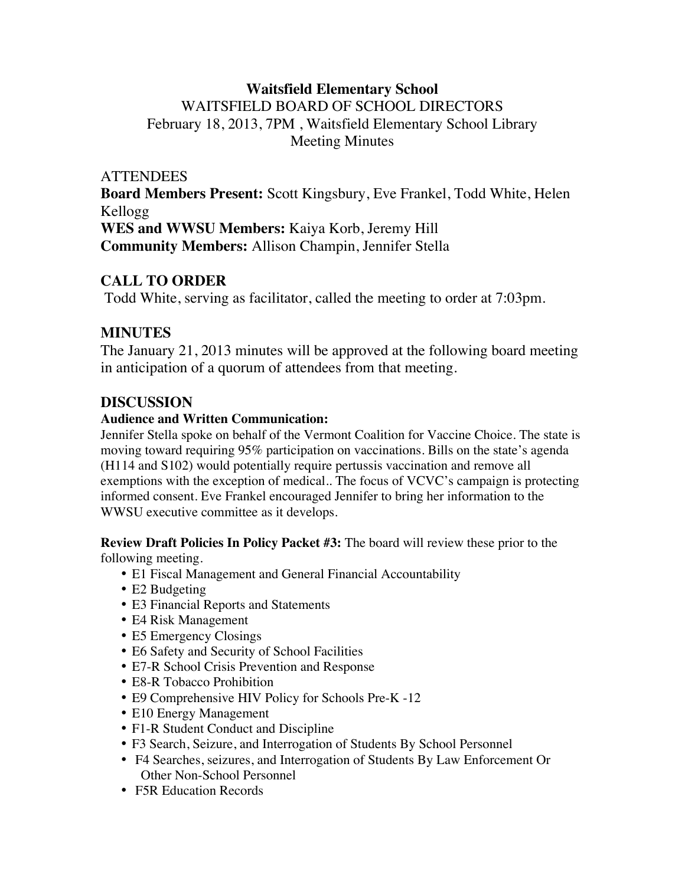# Waitsfield Elementary School

WAITSFIELD BOARD OF SCHOOL DIRECTORS

February 18, 2013, 7PM , Waitsfield Elementary School Library

Meeting Minutes

ATTENDEES

**Board Members Present:** Scott Kingsbury, Eve Frankel, Todd White, Helen Kellogg

**WES and WWSU Members:** Kaiya Korb, Jeremy Hill

**Community Members:** Allison Champin, Jennifer Stella

## CALL TO ORDER

Todd White, serving as facilitator, called the meeting to order at 7:03pm.

## MINUTES

The January 21, 2013 minutes will be approved at the following board meeting in anticipation of a quorum of attendees from that meeting.

## DISCUSSION

**Audience and Written Communication:**

Jennifer Stella spoke on behalf of the Vermont Coalition for Vaccine Choice. The state is moving toward requiring 95% participation on vaccinations. Bills on the state's agenda (H114 and S102) would potentially require pertussis vaccination and remove all exemptions with the exception of medical.. The focus of VCVC's campaign is protecting informed consent. Eve Frankel encouraged Jennifer to bring her information to the WWSU executive committee as it develops.

**Review Draft Policies In Policy Packet #3:** The board will review these prior to the following meeting.

- E1 Fiscal Management and General Financial Accountability
- E2 Budgeting
- E3 Financial Reports and Statements
- E4 Risk Management
- E5 Emergency Closings
- E6 Safety and Security of School Facilities
- E7-R School Crisis Prevention and Response
- E8-R Tobacco Prohibition
- E9 Comprehensive HIV Policy for Schools Pre-K -12
- E10 Energy Management
- F1-R Student Conduct and Discipline
- F3 Search, Seizure, and Interrogation of Students By School Personnel
- F4 Searches, seizures, and Interrogation of Students By Law Enforcement Or Other Non-School Personnel
- F5R Education Records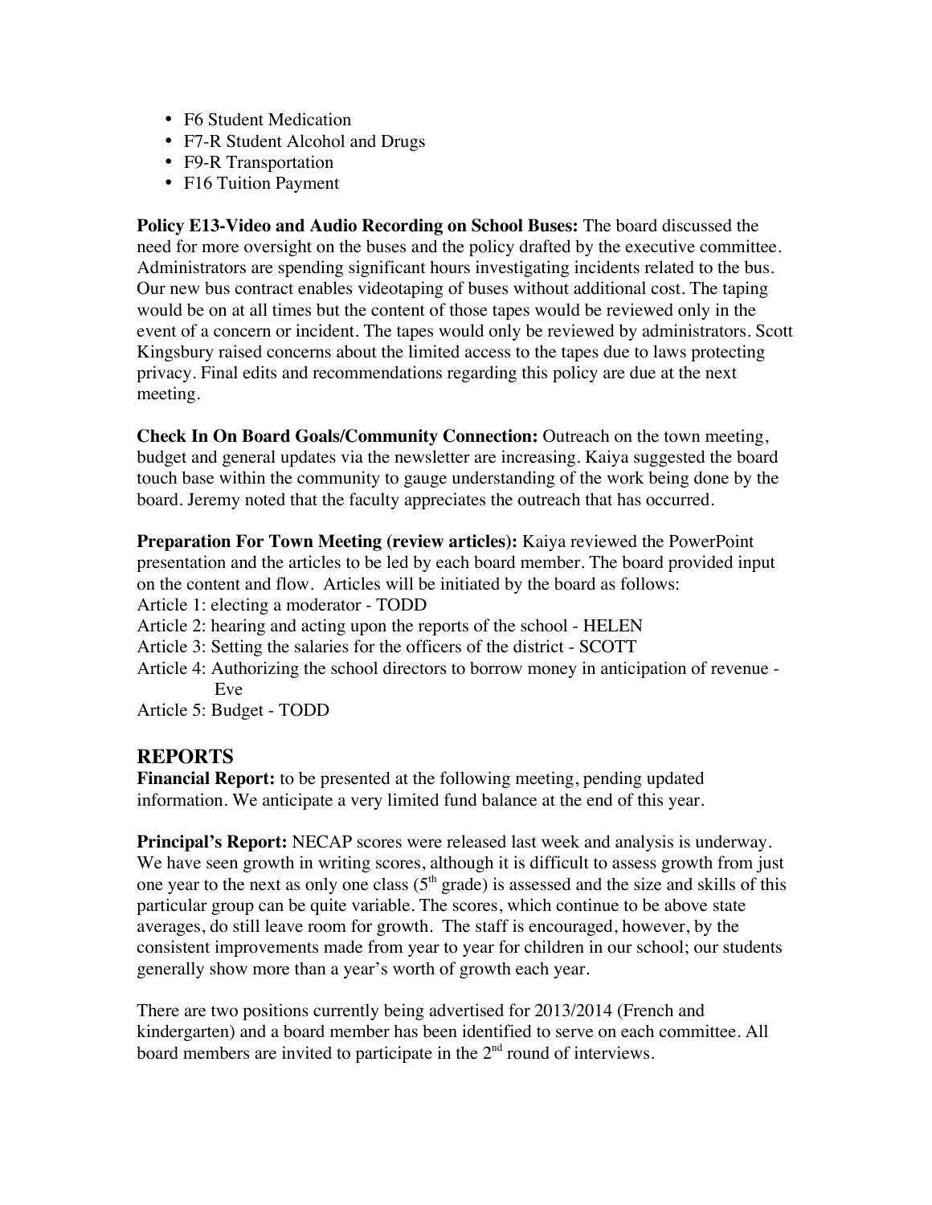- F6 Student Medication
- F7-R Student Alcohol and Drugs
- F9-R Transportation
- F16 Tuition Payment

**Policy E13-Video and Audio Recording on School Buses:** The board discussed the need for more oversight on the buses and the policy drafted by the executive committee. Administrators are spending significant hours investigating incidents related to the bus. Our new bus contract enables videotaping of buses without additional cost. The taping would be on at all times but the content of those tapes would be reviewed only in the event of a concern or incident. The tapes would only be reviewed by administrators. Scott Kingsbury raised concerns about the limited access to the tapes due to laws protecting privacy. Final edits and recommendations regarding this policy are due at the next meeting.

**Check In On Board Goals/Community Connection:** Outreach on the town meeting, budget and general updates via the newsletter are increasing. Kaiya suggested the board touch base within the community to gauge understanding of the work being done by the board. Jeremy noted that the faculty appreciates the outreach that has occurred.

**Preparation For Town Meeting (review articles):** Kaiya reviewed the PowerPoint presentation and the articles to be led by each board member. The board provided input on the content and flow. Articles will be initiated by the board as follows:

Article 1: electing a moderator - TODD
Article 2: hearing and acting upon the reports of the school - HELEN
Article 3: Setting the salaries for the officers of the district - SCOTT
Article 4: Authorizing the school directors to borrow money in anticipation of revenue - Eve
Article 5: Budget - TODD

## REPORTS

**Financial Report:** to be presented at the following meeting, pending updated information. We anticipate a very limited fund balance at the end of this year.

**Principal's Report:** NECAP scores were released last week and analysis is underway. We have seen growth in writing scores, although it is difficult to assess growth from just one year to the next as only one class (5th grade) is assessed and the size and skills of this particular group can be quite variable. The scores, which continue to be above state averages, do still leave room for growth. The staff is encouraged, however, by the consistent improvements made from year to year for children in our school; our students generally show more than a year's worth of growth each year.

There are two positions currently being advertised for 2013/2014 (French and kindergarten) and a board member has been identified to serve on each committee. All board members are invited to participate in the 2nd round of interviews.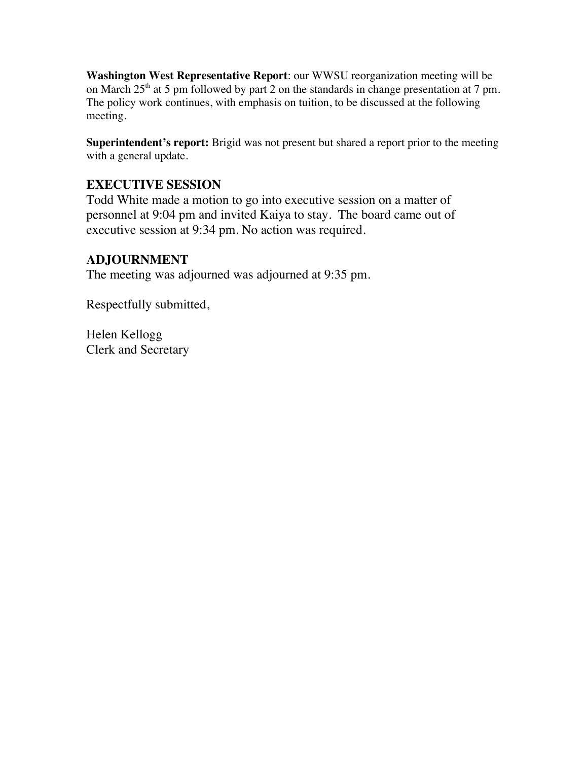**Washington West Representative Report**: our WWSU reorganization meeting will be on March 25th at 5 pm followed by part 2 on the standards in change presentation at 7 pm. The policy work continues, with emphasis on tuition, to be discussed at the following meeting.

**Superintendent's report:** Brigid was not present but shared a report prior to the meeting with a general update.

## EXECUTIVE SESSION

Todd White made a motion to go into executive session on a matter of personnel at 9:04 pm and invited Kaiya to stay. The board came out of executive session at 9:34 pm. No action was required.

## ADJOURNMENT

The meeting was adjourned was adjourned at 9:35 pm.

Respectfully submitted,

Helen Kellogg
Clerk and Secretary